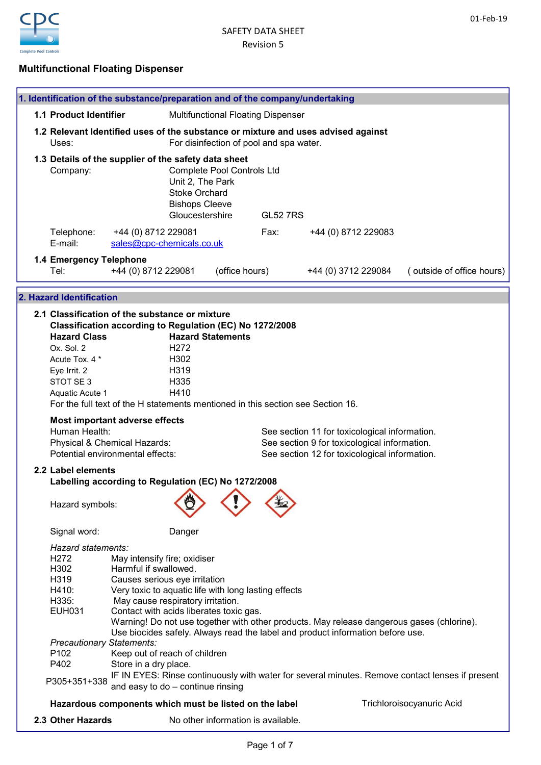01-Feb-19

SAFETY DATA SHEET
Revision 5

# Multifunctional Floating Dispenser

## 1. Identification of the substance/preparation and of the company/undertaking

**1.1 Product Identifier** Multifunctional Floating Dispenser

**1.2 Relevant Identified uses of the substance or mixture and uses advised against**

Uses: For disinfection of pool and spa water.

**1.3 Details of the supplier of the safety data sheet**

Company: Complete Pool Controls Ltd
Unit 2, The Park
Stoke Orchard
Bishops Cleeve
Gloucestershire GL52 7RS

Telephone: +44 (0) 8712 229081 Fax: +44 (0) 8712 229083
E-mail: sales@cpc-chemicals.co.uk

**1.4 Emergency Telephone**

Tel: +44 (0) 8712 229081 (office hours) +44 (0) 3712 229084 ( outside of office hours)

## 2. Hazard Identification

**2.1 Classification of the substance or mixture**

**Classification according to Regulation (EC) No 1272/2008**

| Hazard Class | Hazard Statements |
|---|---|
| Ox. Sol. 2 | H272 |
| Acute Tox. 4 * | H302 |
| Eye Irrit. 2 | H319 |
| STOT SE 3 | H335 |
| Aquatic Acute 1 | H410 |

For the full text of the H statements mentioned in this section see Section 16.

**Most important adverse effects**

Human Health: See section 11 for toxicological information.
Physical & Chemical Hazards: See section 9 for toxicological information.
Potential environmental effects: See section 12 for toxicological information.

**2.2 Label elements**

**Labelling according to Regulation (EC) No 1272/2008**

Hazard symbols:

Signal word: Danger

*Hazard statements:*

| | |
|---|---|
| H272 | May intensify fire; oxidiser |
| H302 | Harmful if swallowed. |
| H319 | Causes serious eye irritation |
| H410: | Very toxic to aquatic life with long lasting effects |
| H335: | May cause respiratory irritation. |
| EUH031 | Contact with acids liberates toxic gas. |
| | Warning! Do not use together with other products. May release dangerous gases (chlorine). |
| | Use biocides safely. Always read the label and product information before use. |

*Precautionary Statements:*

| | |
|---|---|
| P102 | Keep out of reach of children |
| P402 | Store in a dry place. |
| P305+351+338 | IF IN EYES: Rinse continuously with water for several minutes. Remove contact lenses if present and easy to do – continue rinsing |

**Hazardous components which must be listed on the label** Trichloroisocyanuric Acid

**2.3 Other Hazards** No other information is available.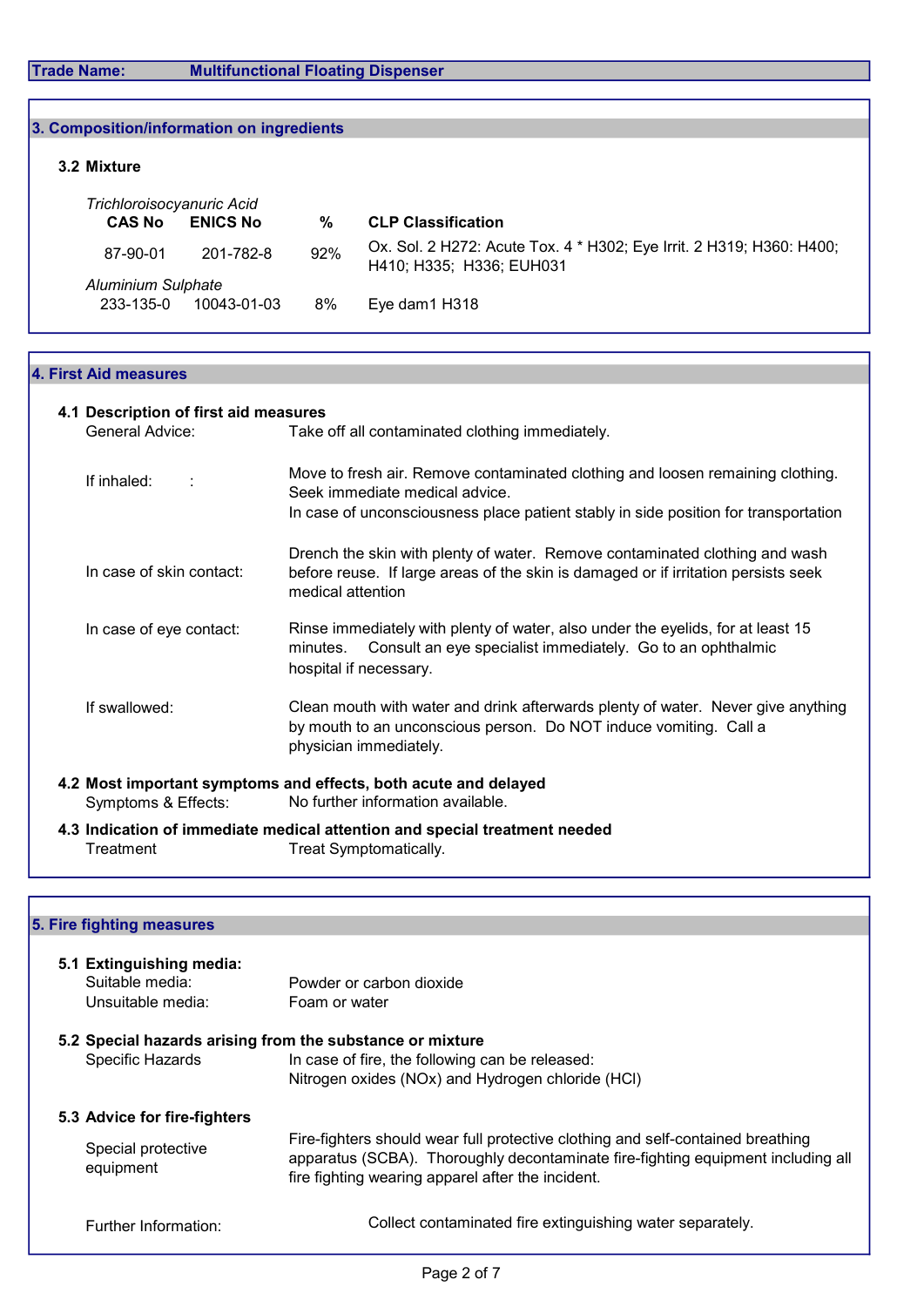**Trade Name:** **Multifunctional Floating Dispenser**

## 3. Composition/information on ingredients

### 3.2 Mixture

| | CAS No | ENICS No | % | CLP Classification |
|---|---|---|---|---|
| *Trichloroisocyanuric Acid* | 87-90-01 | 201-782-8 | 92% | Ox. Sol. 2 H272: Acute Tox. 4 * H302; Eye Irrit. 2 H319; H360: H400; H410; H335; H336; EUH031 |
| *Aluminium Sulphate* | 233-135-0 | 10043-01-03 | 8% | Eye dam1 H318 |

## 4. First Aid measures

### 4.1 Description of first aid measures

**General Advice:** Take off all contaminated clothing immediately.

**If inhaled: :** Move to fresh air. Remove contaminated clothing and loosen remaining clothing. Seek immediate medical advice.
In case of unconsciousness place patient stably in side position for transportation

**In case of skin contact:** Drench the skin with plenty of water. Remove contaminated clothing and wash before reuse. If large areas of the skin is damaged or if irritation persists seek medical attention

**In case of eye contact:** Rinse immediately with plenty of water, also under the eyelids, for at least 15 minutes. Consult an eye specialist immediately. Go to an ophthalmic hospital if necessary.

**If swallowed:** Clean mouth with water and drink afterwards plenty of water. Never give anything by mouth to an unconscious person. Do NOT induce vomiting. Call a physician immediately.

### 4.2 Most important symptoms and effects, both acute and delayed

**Symptoms & Effects:** No further information available.

### 4.3 Indication of immediate medical attention and special treatment needed

**Treatment** Treat Symptomatically.

## 5. Fire fighting measures

### 5.1 Extinguishing media:

**Suitable media:** Powder or carbon dioxide
**Unsuitable media:** Foam or water

### 5.2 Special hazards arising from the substance or mixture

**Specific Hazards** In case of fire, the following can be released:
Nitrogen oxides (NOx) and Hydrogen chloride (HCl)

### 5.3 Advice for fire-fighters

**Special protective equipment** Fire-fighters should wear full protective clothing and self-contained breathing apparatus (SCBA). Thoroughly decontaminate fire-fighting equipment including all fire fighting wearing apparel after the incident.

**Further Information:** Collect contaminated fire extinguishing water separately.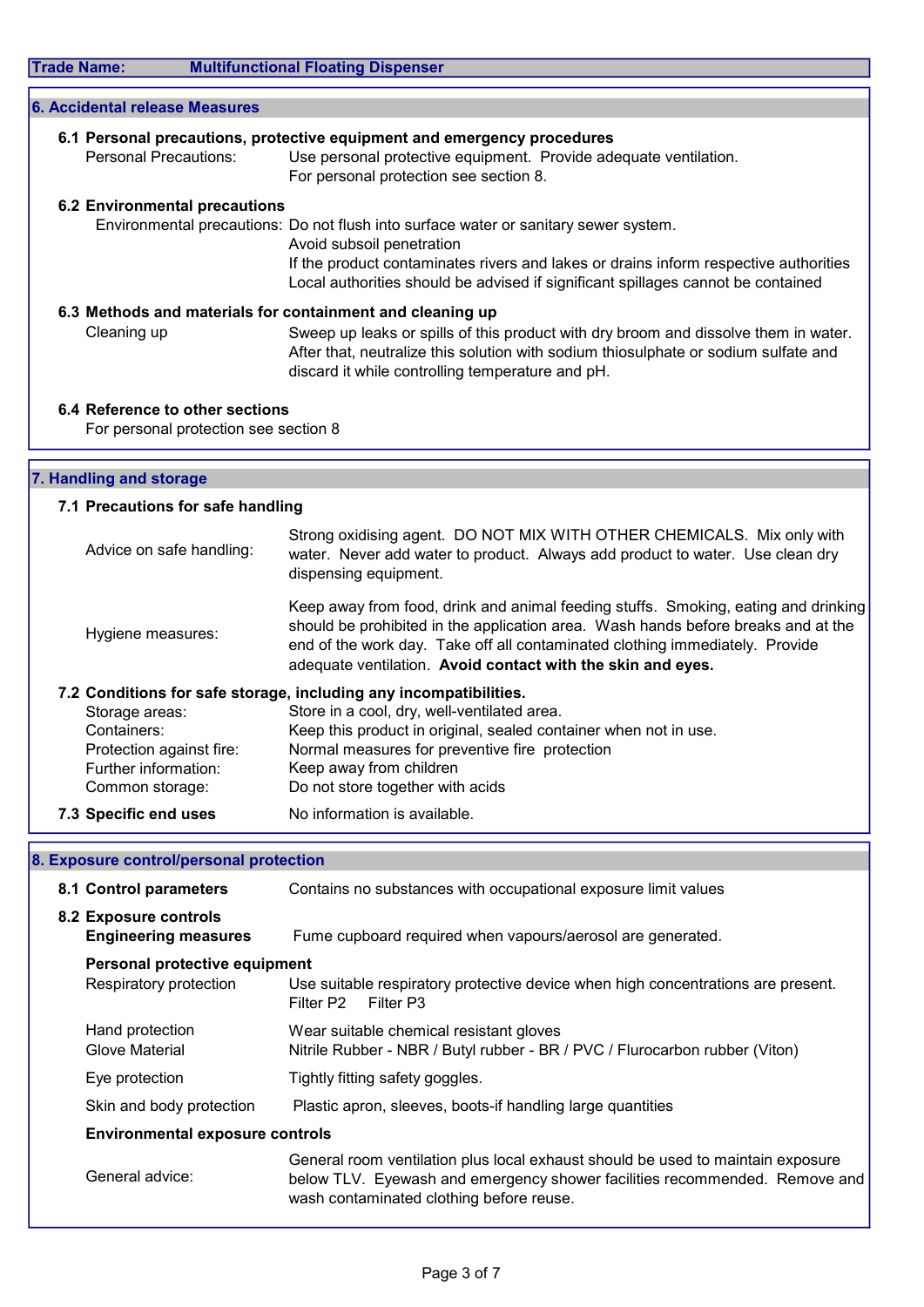**Trade Name: Multifunctional Floating Dispenser**

## 6. Accidental release Measures

### 6.1 Personal precautions, protective equipment and emergency procedures

| | |
|---|---|
| Personal Precautions: | Use personal protective equipment. Provide adequate ventilation. For personal protection see section 8. |

### 6.2 Environmental precautions

| | |
|---|---|
| Environmental precautions: | Do not flush into surface water or sanitary sewer system. Avoid subsoil penetration If the product contaminates rivers and lakes or drains inform respective authorities Local authorities should be advised if significant spillages cannot be contained |

### 6.3 Methods and materials for containment and cleaning up

| | |
|---|---|
| Cleaning up | Sweep up leaks or spills of this product with dry broom and dissolve them in water. After that, neutralize this solution with sodium thiosulphate or sodium sulfate and discard it while controlling temperature and pH. |

### 6.4 Reference to other sections

For personal protection see section 8

## 7. Handling and storage

### 7.1 Precautions for safe handling

| | |
|---|---|
| Advice on safe handling: | Strong oxidising agent. DO NOT MIX WITH OTHER CHEMICALS. Mix only with water. Never add water to product. Always add product to water. Use clean dry dispensing equipment. |
| Hygiene measures: | Keep away from food, drink and animal feeding stuffs. Smoking, eating and drinking should be prohibited in the application area. Wash hands before breaks and at the end of the work day. Take off all contaminated clothing immediately. Provide adequate ventilation. **Avoid contact with the skin and eyes.** |

### 7.2 Conditions for safe storage, including any incompatibilities.

| | |
|---|---|
| Storage areas: | Store in a cool, dry, well-ventilated area. |
| Containers: | Keep this product in original, sealed container when not in use. |
| Protection against fire: | Normal measures for preventive fire protection |
| Further information: | Keep away from children |
| Common storage: | Do not store together with acids |

### 7.3 Specific end uses

No information is available.

## 8. Exposure control/personal protection

### 8.1 Control parameters

Contains no substances with occupational exposure limit values

### 8.2 Exposure controls

| | |
|---|---|
| **Engineering measures** | Fume cupboard required when vapours/aerosol are generated. |

**Personal protective equipment**

| | |
|---|---|
| Respiratory protection | Use suitable respiratory protective device when high concentrations are present. Filter P2 Filter P3 |
| Hand protection | Wear suitable chemical resistant gloves |
| Glove Material | Nitrile Rubber - NBR / Butyl rubber - BR / PVC / Flurocarbon rubber (Viton) |
| Eye protection | Tightly fitting safety goggles. |
| Skin and body protection | Plastic apron, sleeves, boots-if handling large quantities |

**Environmental exposure controls**

| | |
|---|---|
| General advice: | General room ventilation plus local exhaust should be used to maintain exposure below TLV. Eyewash and emergency shower facilities recommended. Remove and wash contaminated clothing before reuse. |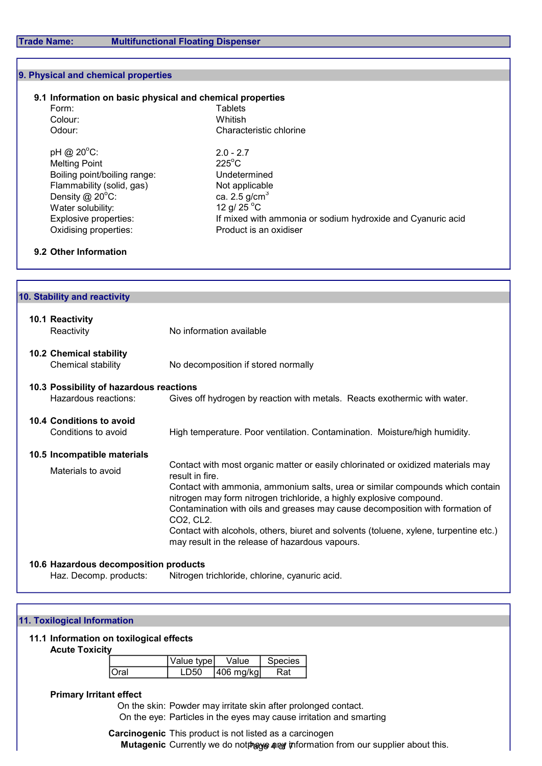**Trade Name:** **Multifunctional Floating Dispenser**

## 9. Physical and chemical properties

### 9.1 Information on basic physical and chemical properties

| | |
|---|---|
| Form: | Tablets |
| Colour: | Whitish |
| Odour: | Characteristic chlorine |
| pH @ 20°C: | 2.0 - 2.7 |
| Melting Point | 225°C |
| Boiling point/boiling range: | Undetermined |
| Flammability (solid, gas) | Not applicable |
| Density @ 20°C: | ca. 2.5 g/cm$^3$ |
| Water solubility: | 12 g/ 25 °C |
| Explosive properties: | If mixed with ammonia or sodium hydroxide and Cyanuric acid |
| Oxidising properties: | Product is an oxidiser |

### 9.2 Other Information

## 10. Stability and reactivity

### 10.1 Reactivity

Reactivity: No information available

### 10.2 Chemical stability

Chemical stability: No decomposition if stored normally

### 10.3 Possibility of hazardous reactions

Hazardous reactions: Gives off hydrogen by reaction with metals. Reacts exothermic with water.

### 10.4 Conditions to avoid

Conditions to avoid: High temperature. Poor ventilation. Contamination. Moisture/high humidity.

### 10.5 Incompatible materials

Materials to avoid:
Contact with most organic matter or easily chlorinated or oxidized materials may result in fire.
Contact with ammonia, ammonium salts, urea or similar compounds which contain nitrogen may form nitrogen trichloride, a highly explosive compound.
Contamination with oils and greases may cause decomposition with formation of CO2, CL2.
Contact with alcohols, others, biuret and solvents (toluene, xylene, turpentine etc.) may result in the release of hazardous vapours.

### 10.6 Hazardous decomposition products

Haz. Decomp. products: Nitrogen trichloride, chlorine, cyanuric acid.

## 11. Toxilogical Information

### 11.1 Information on toxilogical effects

**Acute Toxicity**

| | Value type | Value | Species |
|---|---|---|---|
| Oral | LD50 | 406 mg/kg | Rat |

**Primary Irritant effect**

On the skin: Powder may irritate skin after prolonged contact.
On the eye: Particles in the eyes may cause irritation and smarting

**Carcinogenic** This product is not listed as a carcinogen

**Mutagenic** Currently we do not have any information from our supplier about this.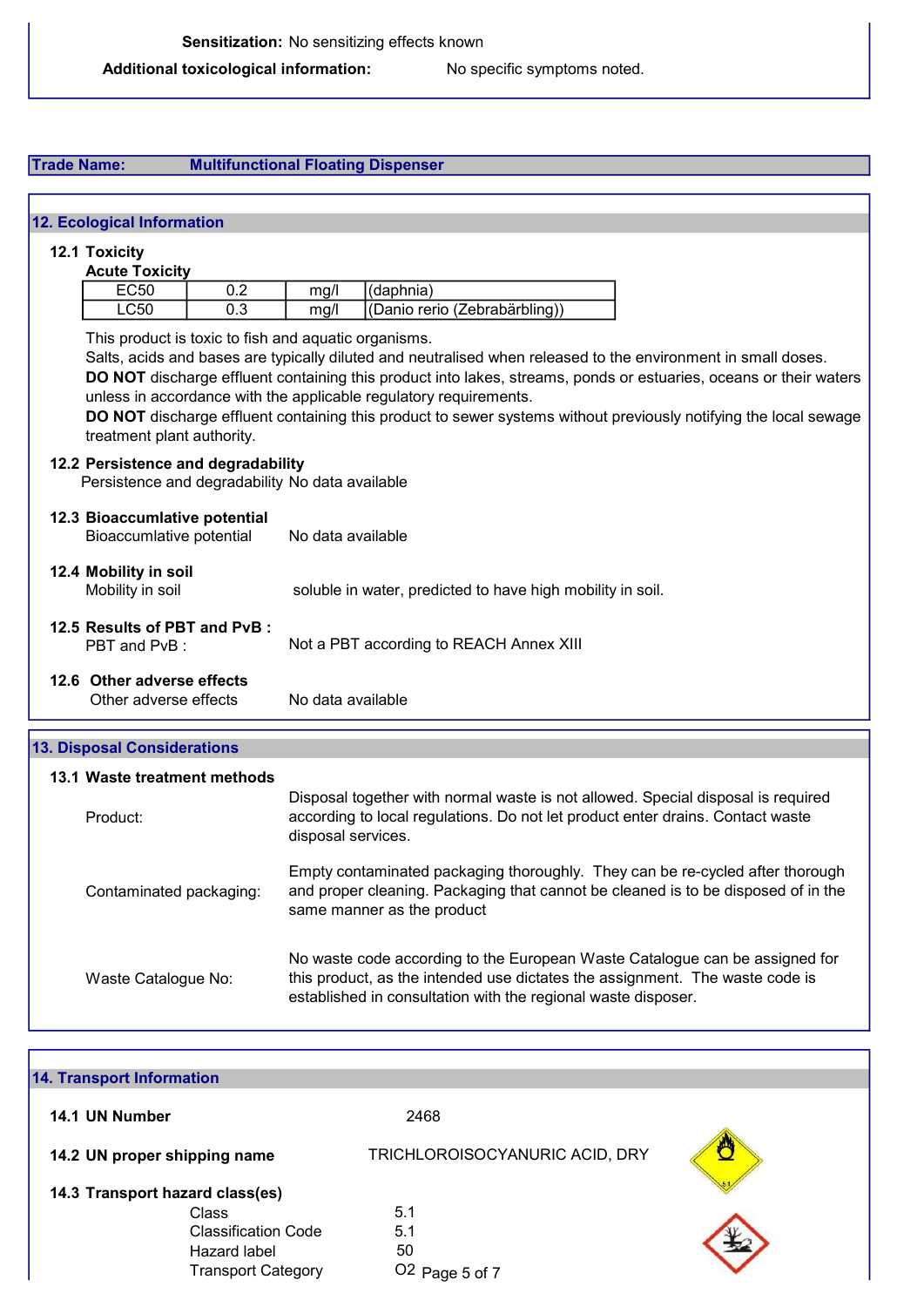**Sensitization:** No sensitizing effects known

**Additional toxicological information:** No specific symptoms noted.

**Trade Name:** **Multifunctional Floating Dispenser**

## 12. Ecological Information

### 12.1 Toxicity

**Acute Toxicity**

| | | | |
|---|---|---|---|
| EC50 | 0.2 | mg/l | (daphnia) |
| LC50 | 0.3 | mg/l | (Danio rerio (Zebrabärbling)) |

This product is toxic to fish and aquatic organisms.
Salts, acids and bases are typically diluted and neutralised when released to the environment in small doses.
**DO NOT** discharge effluent containing this product into lakes, streams, ponds or estuaries, oceans or their waters unless in accordance with the applicable regulatory requirements.
**DO NOT** discharge effluent containing this product to sewer systems without previously notifying the local sewage treatment plant authority.

### 12.2 Persistence and degradability

Persistence and degradability No data available

### 12.3 Bioaccumlative potential

Bioaccumlative potential No data available

### 12.4 Mobility in soil

Mobility in soil soluble in water, predicted to have high mobility in soil.

### 12.5 Results of PBT and PvB :

PBT and PvB : Not a PBT according to REACH Annex XIII

### 12.6 Other adverse effects

Other adverse effects No data available

## 13. Disposal Considerations

### 13.1 Waste treatment methods

Product: Disposal together with normal waste is not allowed. Special disposal is required according to local regulations. Do not let product enter drains. Contact waste disposal services.

Contaminated packaging: Empty contaminated packaging thoroughly. They can be re-cycled after thorough and proper cleaning. Packaging that cannot be cleaned is to be disposed of in the same manner as the product

Waste Catalogue No: No waste code according to the European Waste Catalogue can be assigned for this product, as the intended use dictates the assignment. The waste code is established in consultation with the regional waste disposer.

## 14. Transport Information

**14.1 UN Number** 2468

**14.2 UN proper shipping name** TRICHLOROISOCYANURIC ACID, DRY

**14.3 Transport hazard class(es)**

Class 5.1
Classification Code 5.1
Hazard label 50
Transport Category O2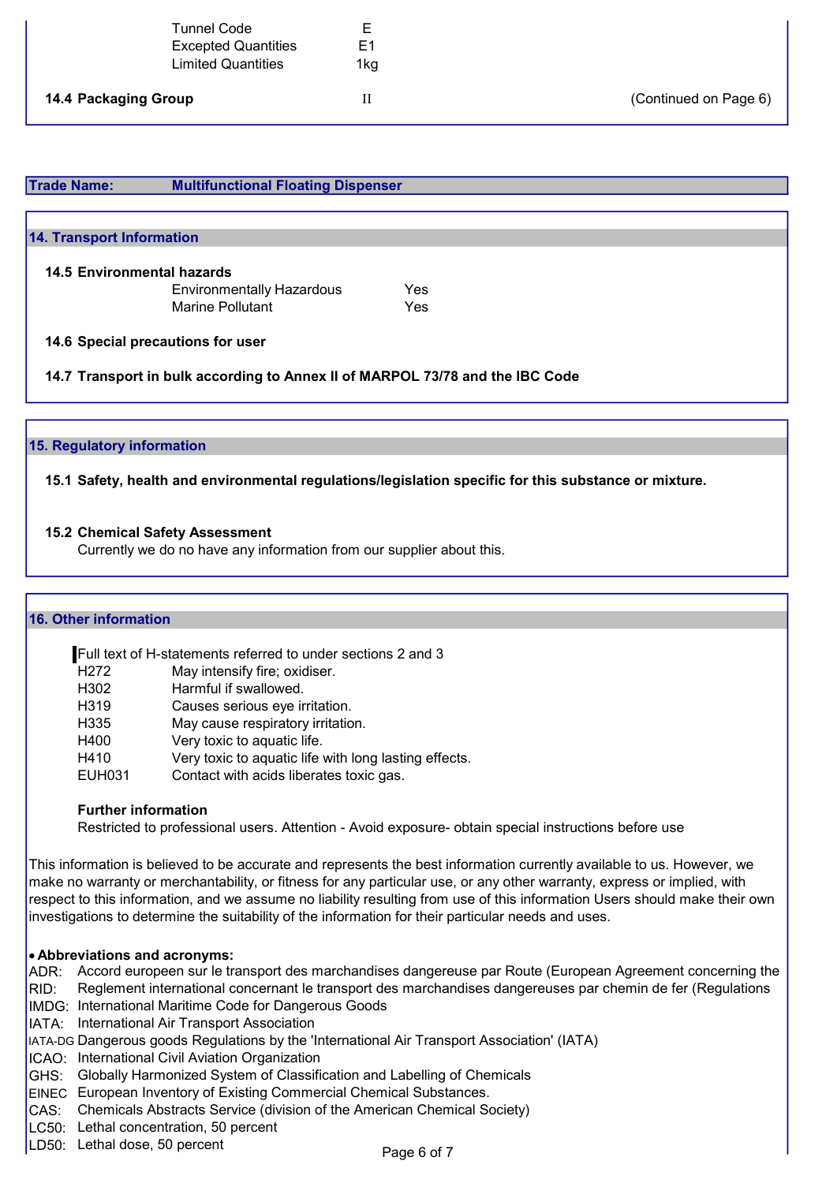| | |
|---|---|
| Tunnel Code | E |
| Excepted Quantities | E1 |
| Limited Quantities | 1kg |

**14.4 Packaging Group** II

(Continued on Page 6)

**Trade Name: Multifunctional Floating Dispenser**

## 14. Transport Information

**14.5 Environmental hazards**

| | |
|---|---|
| Environmentally Hazardous | Yes |
| Marine Pollutant | Yes |

**14.6 Special precautions for user**

**14.7 Transport in bulk according to Annex II of MARPOL 73/78 and the IBC Code**

## 15. Regulatory information

**15.1 Safety, health and environmental regulations/legislation specific for this substance or mixture.**

**15.2 Chemical Safety Assessment**

Currently we do no have any information from our supplier about this.

## 16. Other information

Full text of H-statements referred to under sections 2 and 3

| | |
|---|---|
| H272 | May intensify fire; oxidiser. |
| H302 | Harmful if swallowed. |
| H319 | Causes serious eye irritation. |
| H335 | May cause respiratory irritation. |
| H400 | Very toxic to aquatic life. |
| H410 | Very toxic to aquatic life with long lasting effects. |
| EUH031 | Contact with acids liberates toxic gas. |

**Further information**

Restricted to professional users. Attention - Avoid exposure- obtain special instructions before use

This information is believed to be accurate and represents the best information currently available to us. However, we make no warranty or merchantability, or fitness for any particular use, or any other warranty, express or implied, with respect to this information, and we assume no liability resulting from use of this information Users should make their own investigations to determine the suitability of the information for their particular needs and uses.

- **Abbreviations and acronyms:**

ADR: Accord europeen sur le transport des marchandises dangereuse par Route (European Agreement concerning the
RID: Reglement international concernant le transport des marchandises dangereuses par chemin de fer (Regulations
IMDG: International Maritime Code for Dangerous Goods
IATA: International Air Transport Association
IATA-DG Dangerous goods Regulations by the 'International Air Transport Association' (IATA)
ICAO: International Civil Aviation Organization
GHS: Globally Harmonized System of Classification and Labelling of Chemicals
EINEC European Inventory of Existing Commercial Chemical Substances.
CAS: Chemicals Abstracts Service (division of the American Chemical Society)
LC50: Lethal concentration, 50 percent
LD50: Lethal dose, 50 percent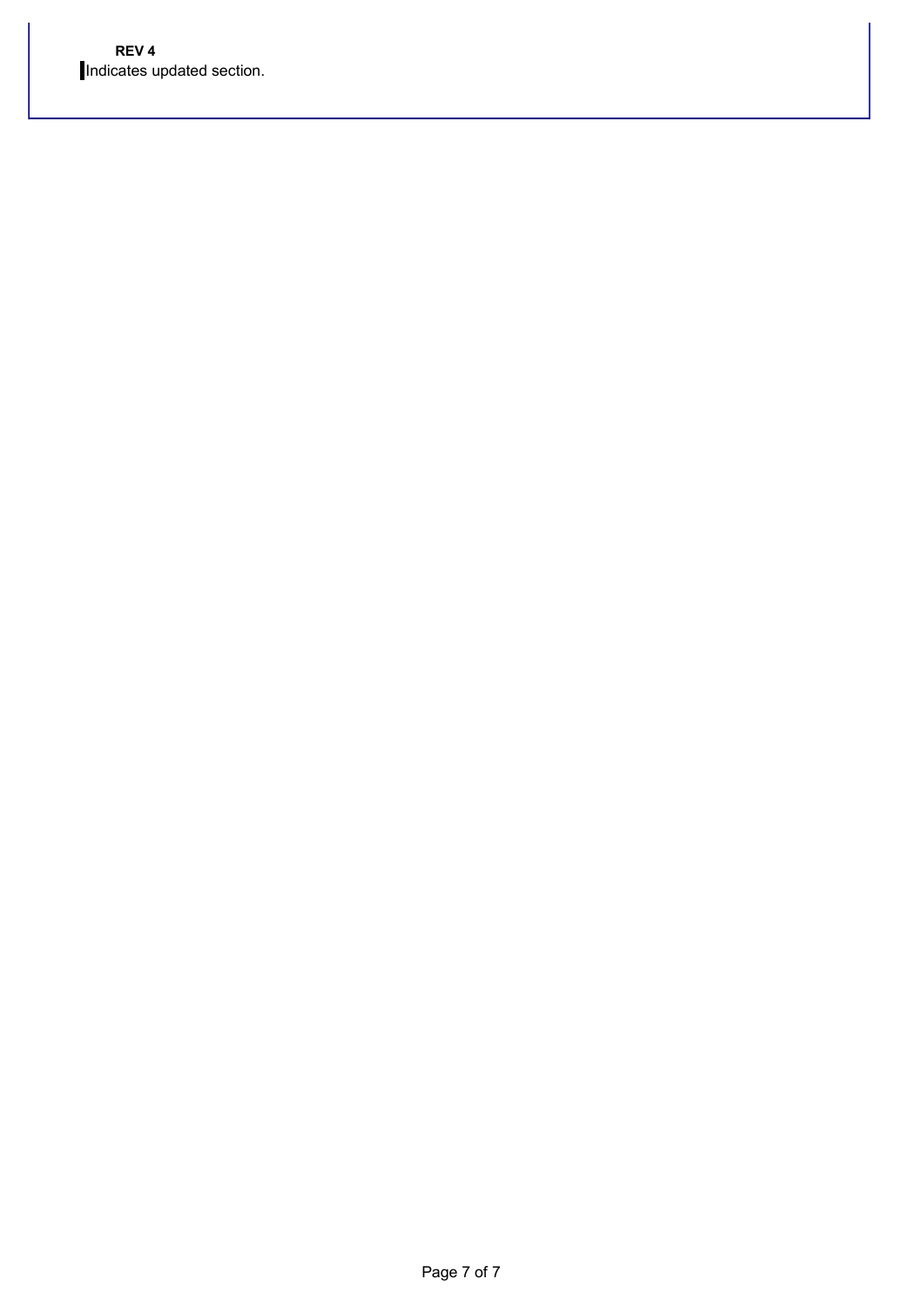**REV 4**

▌Indicates updated section.